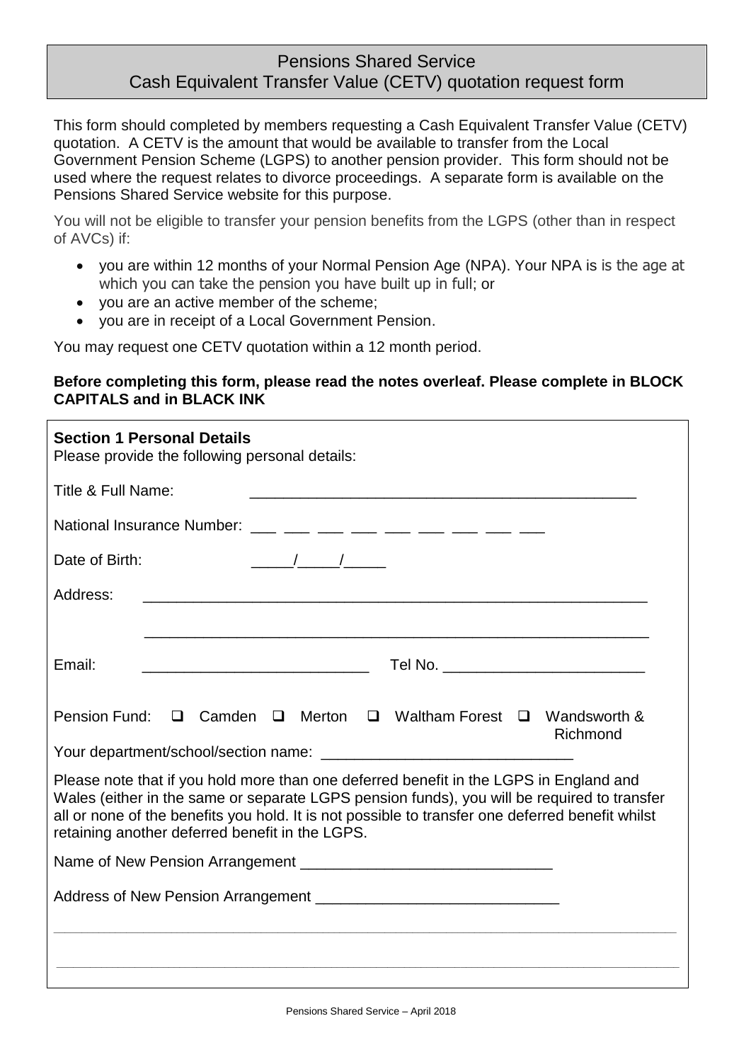# Pensions Shared Service
## Cash Equivalent Transfer Value (CETV) quotation request form

This form should completed by members requesting a Cash Equivalent Transfer Value (CETV) quotation. A CETV is the amount that would be available to transfer from the Local Government Pension Scheme (LGPS) to another pension provider. This form should not be used where the request relates to divorce proceedings. A separate form is available on the Pensions Shared Service website for this purpose.

You will not be eligible to transfer your pension benefits from the LGPS (other than in respect of AVCs) if:

- you are within 12 months of your Normal Pension Age (NPA). Your NPA is is the age at which you can take the pension you have built up in full; or
- you are an active member of the scheme;
- you are in receipt of a Local Government Pension.

You may request one CETV quotation within a 12 month period.

**Before completing this form, please read the notes overleaf. Please complete in BLOCK CAPITALS and in BLACK INK**

**Section 1 Personal Details**

Please provide the following personal details:

Title & Full Name: ______________________________________________

National Insurance Number: ___ ___ ___ ___ ___ ___ ___ ___ ___

Date of Birth: _____/_____/_____

Address: ____________________________________________________________

____________________________________________________________

Email: ___________________________ Tel No. ________________________

Pension Fund: ❑ Camden ❑ Merton ❑ Waltham Forest ❑ Wandsworth & Richmond

Your department/school/section name: ______________________________

Please note that if you hold more than one deferred benefit in the LGPS in England and Wales (either in the same or separate LGPS pension funds), you will be required to transfer all or none of the benefits you hold. It is not possible to transfer one deferred benefit whilst retaining another deferred benefit in the LGPS.

Name of New Pension Arrangement ______________________________

Address of New Pension Arrangement ____________________________

______________________________________________________________________________

______________________________________________________________________________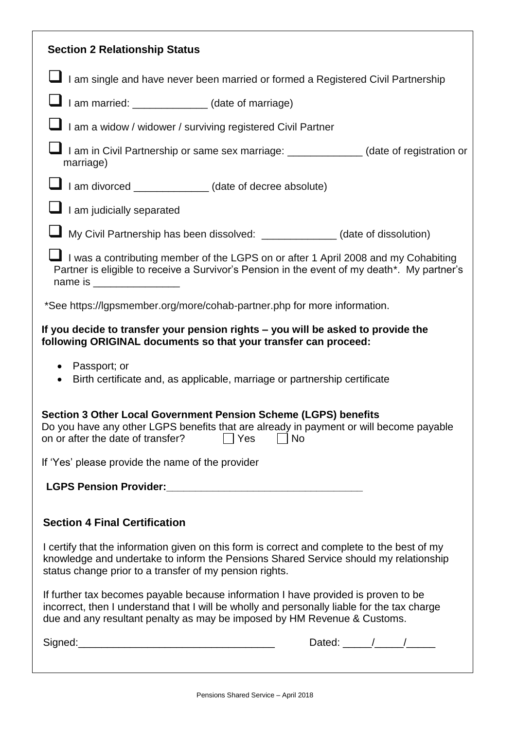## Section 2 Relationship Status

- ☐ I am single and have never been married or formed a Registered Civil Partnership
- ☐ I am married: _____________ (date of marriage)
- ☐ I am a widow / widower / surviving registered Civil Partner
- ☐ I am in Civil Partnership or same sex marriage: _____________ (date of registration or marriage)
- ☐ I am divorced _____________ (date of decree absolute)
- ☐ I am judicially separated
- ☐ My Civil Partnership has been dissolved: _____________ (date of dissolution)
- ☐ I was a contributing member of the LGPS on or after 1 April 2008 and my Cohabiting Partner is eligible to receive a Survivor's Pension in the event of my death*. My partner's name is _______________

*See https://lgpsmember.org/more/cohab-partner.php for more information.

**If you decide to transfer your pension rights – you will be asked to provide the following ORIGINAL documents so that your transfer can proceed:**

- Passport; or
- Birth certificate and, as applicable, marriage or partnership certificate

## Section 3 Other Local Government Pension Scheme (LGPS) benefits

Do you have any other LGPS benefits that are already in payment or will become payable on or after the date of transfer? ☐ Yes ☐ No

If 'Yes' please provide the name of the provider

**LGPS Pension Provider:**__________________________________

## Section 4 Final Certification

I certify that the information given on this form is correct and complete to the best of my knowledge and undertake to inform the Pensions Shared Service should my relationship status change prior to a transfer of my pension rights.

If further tax becomes payable because information I have provided is proven to be incorrect, then I understand that I will be wholly and personally liable for the tax charge due and any resultant penalty as may be imposed by HM Revenue & Customs.

Signed:__________________________________ Dated: _____/_____/_____

Pensions Shared Service – April 2018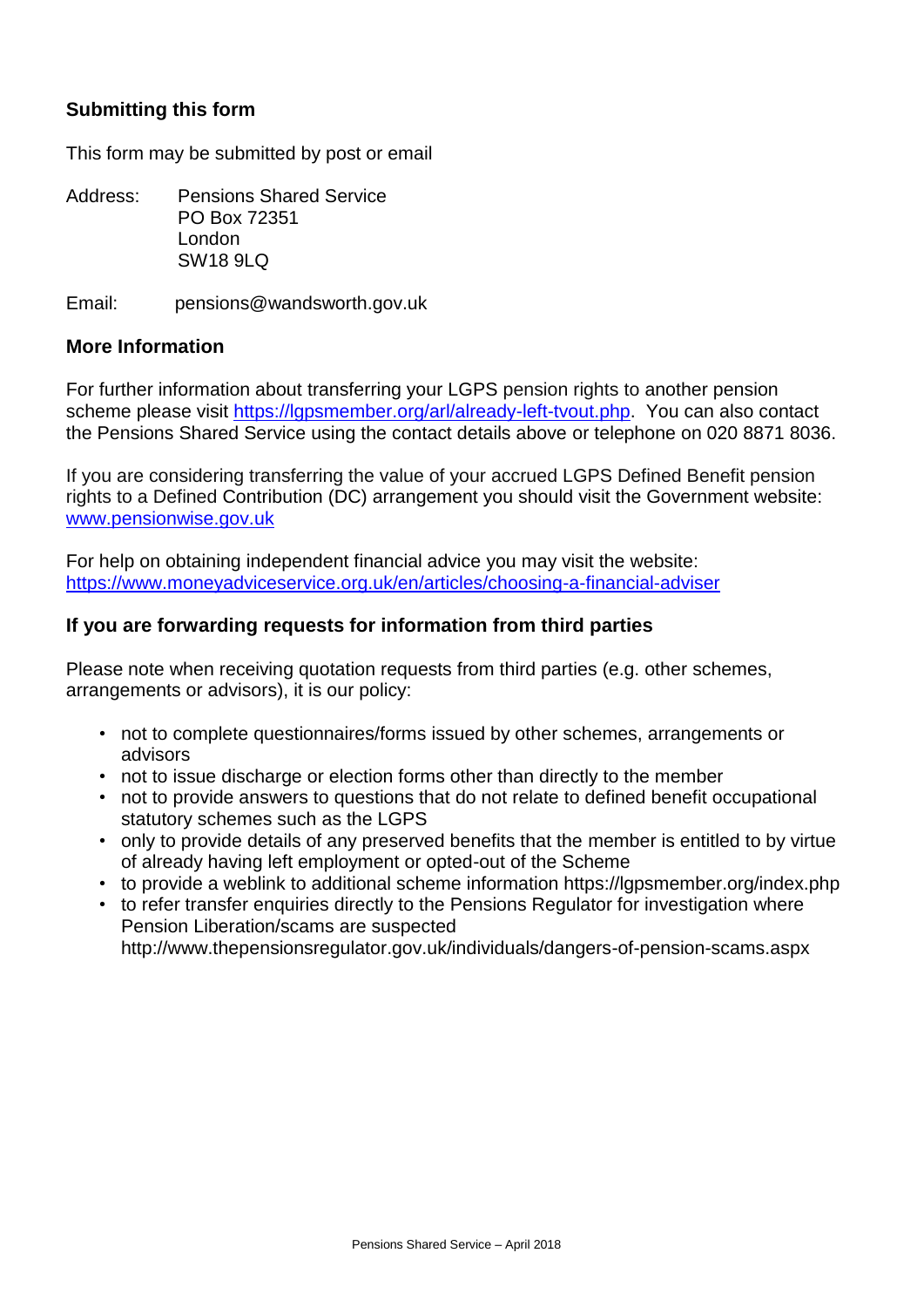## Submitting this form

This form may be submitted by post or email

Address: Pensions Shared Service
PO Box 72351
London
SW18 9LQ

Email: pensions@wandsworth.gov.uk

## More Information

For further information about transferring your LGPS pension rights to another pension scheme please visit https://lgpsmember.org/arl/already-left-tvout.php. You can also contact the Pensions Shared Service using the contact details above or telephone on 020 8871 8036.

If you are considering transferring the value of your accrued LGPS Defined Benefit pension rights to a Defined Contribution (DC) arrangement you should visit the Government website: www.pensionwise.gov.uk

For help on obtaining independent financial advice you may visit the website: https://www.moneyadviceservice.org.uk/en/articles/choosing-a-financial-adviser

## If you are forwarding requests for information from third parties

Please note when receiving quotation requests from third parties (e.g. other schemes, arrangements or advisors), it is our policy:

- not to complete questionnaires/forms issued by other schemes, arrangements or advisors
- not to issue discharge or election forms other than directly to the member
- not to provide answers to questions that do not relate to defined benefit occupational statutory schemes such as the LGPS
- only to provide details of any preserved benefits that the member is entitled to by virtue of already having left employment or opted-out of the Scheme
- to provide a weblink to additional scheme information https://lgpsmember.org/index.php
- to refer transfer enquiries directly to the Pensions Regulator for investigation where Pension Liberation/scams are suspected http://www.thepensionsregulator.gov.uk/individuals/dangers-of-pension-scams.aspx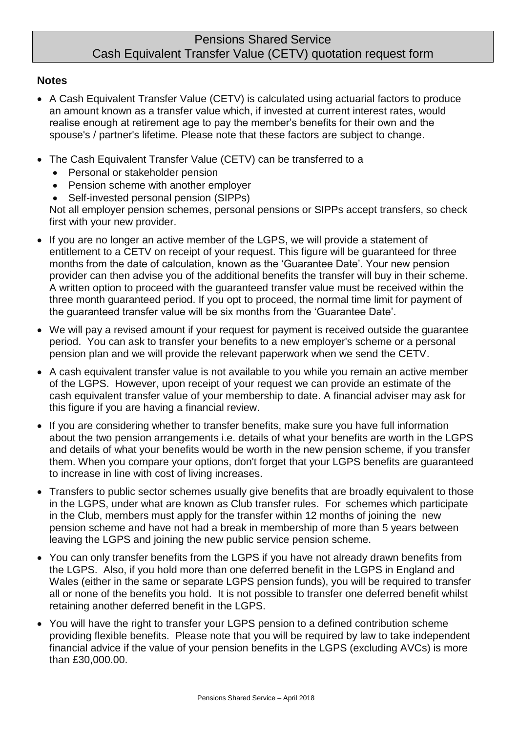# Pensions Shared Service
# Cash Equivalent Transfer Value (CETV) quotation request form

## Notes

- A Cash Equivalent Transfer Value (CETV) is calculated using actuarial factors to produce an amount known as a transfer value which, if invested at current interest rates, would realise enough at retirement age to pay the member's benefits for their own and the spouse's / partner's lifetime. Please note that these factors are subject to change.

- The Cash Equivalent Transfer Value (CETV) can be transferred to a
  - Personal or stakeholder pension
  - Pension scheme with another employer
  - Self-invested personal pension (SIPPs)

  Not all employer pension schemes, personal pensions or SIPPs accept transfers, so check first with your new provider.

- If you are no longer an active member of the LGPS, we will provide a statement of entitlement to a CETV on receipt of your request. This figure will be guaranteed for three months from the date of calculation, known as the 'Guarantee Date'. Your new pension provider can then advise you of the additional benefits the transfer will buy in their scheme. A written option to proceed with the guaranteed transfer value must be received within the three month guaranteed period. If you opt to proceed, the normal time limit for payment of the guaranteed transfer value will be six months from the 'Guarantee Date'.

- We will pay a revised amount if your request for payment is received outside the guarantee period. You can ask to transfer your benefits to a new employer's scheme or a personal pension plan and we will provide the relevant paperwork when we send the CETV.

- A cash equivalent transfer value is not available to you while you remain an active member of the LGPS. However, upon receipt of your request we can provide an estimate of the cash equivalent transfer value of your membership to date. A financial adviser may ask for this figure if you are having a financial review.

- If you are considering whether to transfer benefits, make sure you have full information about the two pension arrangements i.e. details of what your benefits are worth in the LGPS and details of what your benefits would be worth in the new pension scheme, if you transfer them. When you compare your options, don't forget that your LGPS benefits are guaranteed to increase in line with cost of living increases.

- Transfers to public sector schemes usually give benefits that are broadly equivalent to those in the LGPS, under what are known as Club transfer rules. For schemes which participate in the Club, members must apply for the transfer within 12 months of joining the new pension scheme and have not had a break in membership of more than 5 years between leaving the LGPS and joining the new public service pension scheme.

- You can only transfer benefits from the LGPS if you have not already drawn benefits from the LGPS. Also, if you hold more than one deferred benefit in the LGPS in England and Wales (either in the same or separate LGPS pension funds), you will be required to transfer all or none of the benefits you hold. It is not possible to transfer one deferred benefit whilst retaining another deferred benefit in the LGPS.

- You will have the right to transfer your LGPS pension to a defined contribution scheme providing flexible benefits. Please note that you will be required by law to take independent financial advice if the value of your pension benefits in the LGPS (excluding AVCs) is more than £30,000.00.